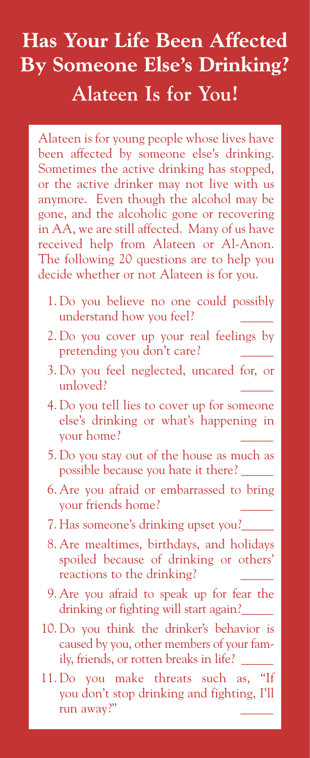# Has Your Life Been Affected By Someone Else's Drinking?

## Alateen Is for You!

Alateen is for young people whose lives have been affected by someone else's drinking. Sometimes the active drinking has stopped, or the active drinker may not live with us anymore. Even though the alcohol may be gone, and the alcoholic gone or recovering in AA, we are still affected. Many of us have received help from Alateen or Al-Anon. The following 20 questions are to help you decide whether or not Alateen is for you.

1. Do you believe no one could possibly understand how you feel? _____
2. Do you cover up your real feelings by pretending you don't care? _____
3. Do you feel neglected, uncared for, or unloved? _____
4. Do you tell lies to cover up for someone else's drinking or what's happening in your home? _____
5. Do you stay out of the house as much as possible because you hate it there? _____
6. Are you afraid or embarrassed to bring your friends home? _____
7. Has someone's drinking upset you? _____
8. Are mealtimes, birthdays, and holidays spoiled because of drinking or others' reactions to the drinking? _____
9. Are you afraid to speak up for fear the drinking or fighting will start again? _____
10. Do you think the drinker's behavior is caused by you, other members of your family, friends, or rotten breaks in life? _____
11. Do you make threats such as, "If you don't stop drinking and fighting, I'll run away?" _____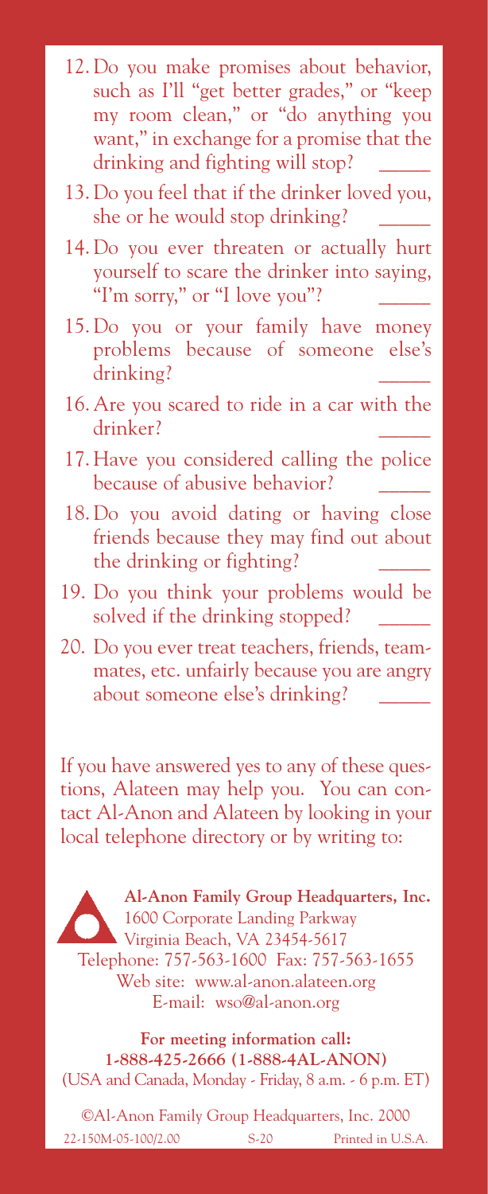12. Do you make promises about behavior, such as I'll "get better grades," or "keep my room clean," or "do anything you want," in exchange for a promise that the drinking and fighting will stop? _____
13. Do you feel that if the drinker loved you, she or he would stop drinking? _____
14. Do you ever threaten or actually hurt yourself to scare the drinker into saying, "I'm sorry," or "I love you"? _____
15. Do you or your family have money problems because of someone else's drinking? _____
16. Are you scared to ride in a car with the drinker? _____
17. Have you considered calling the police because of abusive behavior? _____
18. Do you avoid dating or having close friends because they may find out about the drinking or fighting? _____
19. Do you think your problems would be solved if the drinking stopped? _____
20. Do you ever treat teachers, friends, teammates, etc. unfairly because you are angry about someone else's drinking? _____

If you have answered yes to any of these questions, Alateen may help you. You can contact Al-Anon and Alateen by looking in your local telephone directory or by writing to:

**Al-Anon Family Group Headquarters, Inc.**
1600 Corporate Landing Parkway
Virginia Beach, VA 23454-5617
Telephone: 757-563-1600 Fax: 757-563-1655
Web site: www.al-anon.alateen.org
E-mail: wso@al-anon.org

**For meeting information call:**
**1-888-425-2666 (1-888-4AL-ANON)**
(USA and Canada, Monday - Friday, 8 a.m. - 6 p.m. ET)

©Al-Anon Family Group Headquarters, Inc. 2000
22-150M-05-100/2.00 S-20 Printed in U.S.A.